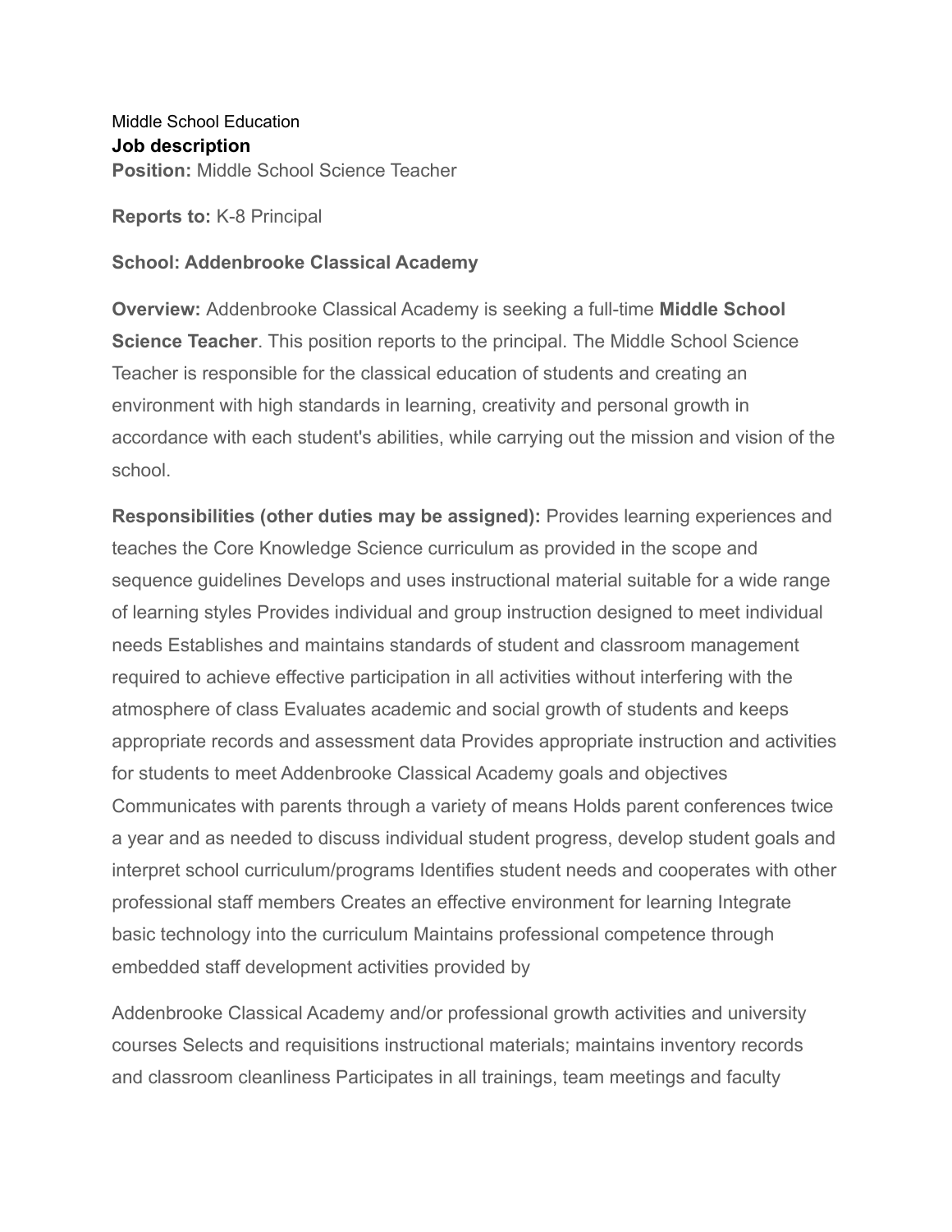Middle School Education

**Job description**

**Position:** Middle School Science Teacher

**Reports to:** K-8 Principal

**School: Addenbrooke Classical Academy**

**Overview:** Addenbrooke Classical Academy is seeking a full-time **Middle School Science Teacher**. This position reports to the principal. The Middle School Science Teacher is responsible for the classical education of students and creating an environment with high standards in learning, creativity and personal growth in accordance with each student's abilities, while carrying out the mission and vision of the school.

**Responsibilities (other duties may be assigned):** Provides learning experiences and teaches the Core Knowledge Science curriculum as provided in the scope and sequence guidelines Develops and uses instructional material suitable for a wide range of learning styles Provides individual and group instruction designed to meet individual needs Establishes and maintains standards of student and classroom management required to achieve effective participation in all activities without interfering with the atmosphere of class Evaluates academic and social growth of students and keeps appropriate records and assessment data Provides appropriate instruction and activities for students to meet Addenbrooke Classical Academy goals and objectives Communicates with parents through a variety of means Holds parent conferences twice a year and as needed to discuss individual student progress, develop student goals and interpret school curriculum/programs Identifies student needs and cooperates with other professional staff members Creates an effective environment for learning Integrate basic technology into the curriculum Maintains professional competence through embedded staff development activities provided by

Addenbrooke Classical Academy and/or professional growth activities and university courses Selects and requisitions instructional materials; maintains inventory records and classroom cleanliness Participates in all trainings, team meetings and faculty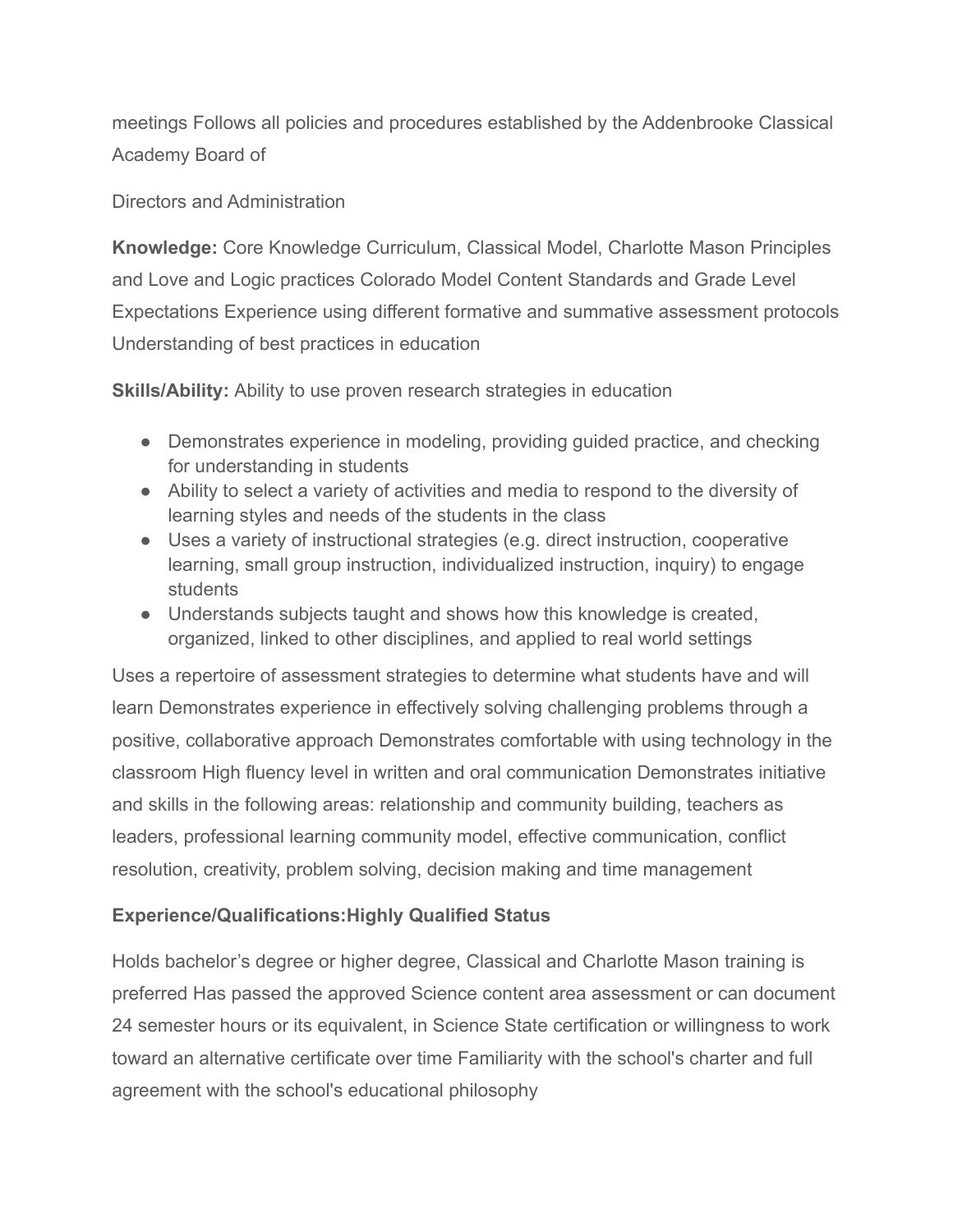meetings Follows all policies and procedures established by the Addenbrooke Classical Academy Board of

Directors and Administration

**Knowledge:** Core Knowledge Curriculum, Classical Model, Charlotte Mason Principles and Love and Logic practices Colorado Model Content Standards and Grade Level Expectations Experience using different formative and summative assessment protocols Understanding of best practices in education

**Skills/Ability:** Ability to use proven research strategies in education

- Demonstrates experience in modeling, providing guided practice, and checking for understanding in students
- Ability to select a variety of activities and media to respond to the diversity of learning styles and needs of the students in the class
- Uses a variety of instructional strategies (e.g. direct instruction, cooperative learning, small group instruction, individualized instruction, inquiry) to engage students
- Understands subjects taught and shows how this knowledge is created, organized, linked to other disciplines, and applied to real world settings

Uses a repertoire of assessment strategies to determine what students have and will learn Demonstrates experience in effectively solving challenging problems through a positive, collaborative approach Demonstrates comfortable with using technology in the classroom High fluency level in written and oral communication Demonstrates initiative and skills in the following areas: relationship and community building, teachers as leaders, professional learning community model, effective communication, conflict resolution, creativity, problem solving, decision making and time management

**Experience/Qualifications:Highly Qualified Status**

Holds bachelor's degree or higher degree, Classical and Charlotte Mason training is preferred Has passed the approved Science content area assessment or can document 24 semester hours or its equivalent, in Science State certification or willingness to work toward an alternative certificate over time Familiarity with the school's charter and full agreement with the school's educational philosophy